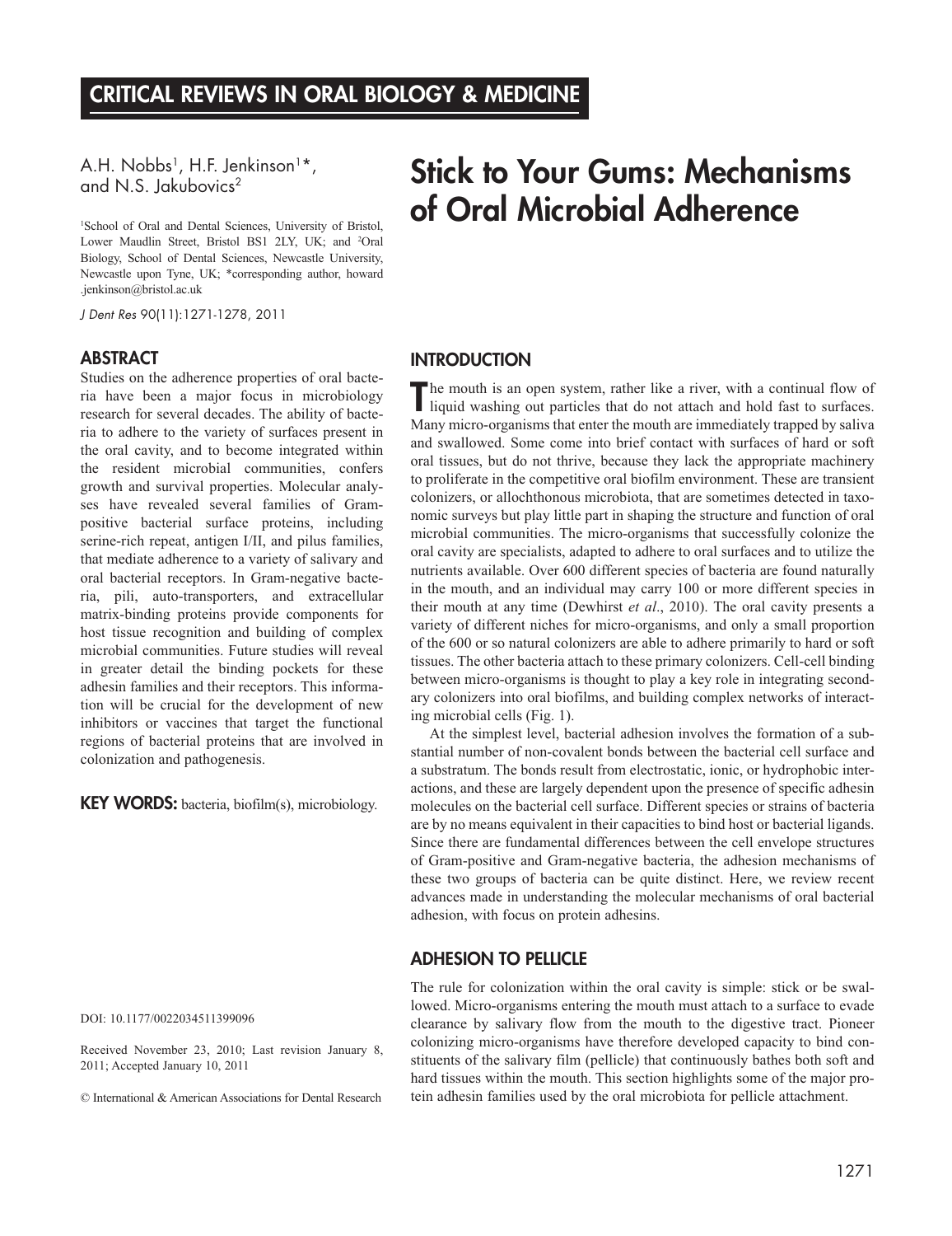CRITICAL REVIEWS IN ORAL BIOLOGY & MEDICINE

A.H. Nobbs[1], H.F. Jenkinson[1]*, and N.S. Jakubovics[2]

[1]School of Oral and Dental Sciences, University of Bristol, Lower Maudlin Street, Bristol BS1 2LY, UK; and [2]Oral Biology, School of Dental Sciences, Newcastle University, Newcastle upon Tyne, UK; *corresponding author, howard.jenkinson@bristol.ac.uk

*J Dent Res* 90(11):1271-1278, 2011

# Stick to Your Gums: Mechanisms of Oral Microbial Adherence

## ABSTRACT

Studies on the adherence properties of oral bacteria have been a major focus in microbiology research for several decades. The ability of bacteria to adhere to the variety of surfaces present in the oral cavity, and to become integrated within the resident microbial communities, confers growth and survival properties. Molecular analyses have revealed several families of Gram-positive bacterial surface proteins, including serine-rich repeat, antigen I/II, and pilus families, that mediate adherence to a variety of salivary and oral bacterial receptors. In Gram-negative bacteria, pili, auto-transporters, and extracellular matrix-binding proteins provide components for host tissue recognition and building of complex microbial communities. Future studies will reveal in greater detail the binding pockets for these adhesin families and their receptors. This information will be crucial for the development of new inhibitors or vaccines that target the functional regions of bacterial proteins that are involved in colonization and pathogenesis.

**KEY WORDS:** bacteria, biofilm(s), microbiology.

DOI: 10.1177/0022034511399096

Received November 23, 2010; Last revision January 8, 2011; Accepted January 10, 2011

© International & American Associations for Dental Research

## INTRODUCTION

The mouth is an open system, rather like a river, with a continual flow of liquid washing out particles that do not attach and hold fast to surfaces. Many micro-organisms that enter the mouth are immediately trapped by saliva and swallowed. Some come into brief contact with surfaces of hard or soft oral tissues, but do not thrive, because they lack the appropriate machinery to proliferate in the competitive oral biofilm environment. These are transient colonizers, or allochthonous microbiota, that are sometimes detected in taxonomic surveys but play little part in shaping the structure and function of oral microbial communities. The micro-organisms that successfully colonize the oral cavity are specialists, adapted to adhere to oral surfaces and to utilize the nutrients available. Over 600 different species of bacteria are found naturally in the mouth, and an individual may carry 100 or more different species in their mouth at any time (Dewhirst *et al*., 2010). The oral cavity presents a variety of different niches for micro-organisms, and only a small proportion of the 600 or so natural colonizers are able to adhere primarily to hard or soft tissues. The other bacteria attach to these primary colonizers. Cell-cell binding between micro-organisms is thought to play a key role in integrating secondary colonizers into oral biofilms, and building complex networks of interacting microbial cells (Fig. 1).

At the simplest level, bacterial adhesion involves the formation of a substantial number of non-covalent bonds between the bacterial cell surface and a substratum. The bonds result from electrostatic, ionic, or hydrophobic interactions, and these are largely dependent upon the presence of specific adhesin molecules on the bacterial cell surface. Different species or strains of bacteria are by no means equivalent in their capacities to bind host or bacterial ligands. Since there are fundamental differences between the cell envelope structures of Gram-positive and Gram-negative bacteria, the adhesion mechanisms of these two groups of bacteria can be quite distinct. Here, we review recent advances made in understanding the molecular mechanisms of oral bacterial adhesion, with focus on protein adhesins.

## ADHESION TO PELLICLE

The rule for colonization within the oral cavity is simple: stick or be swallowed. Micro-organisms entering the mouth must attach to a surface to evade clearance by salivary flow from the mouth to the digestive tract. Pioneer colonizing micro-organisms have therefore developed capacity to bind constituents of the salivary film (pellicle) that continuously bathes both soft and hard tissues within the mouth. This section highlights some of the major protein adhesin families used by the oral microbiota for pellicle attachment.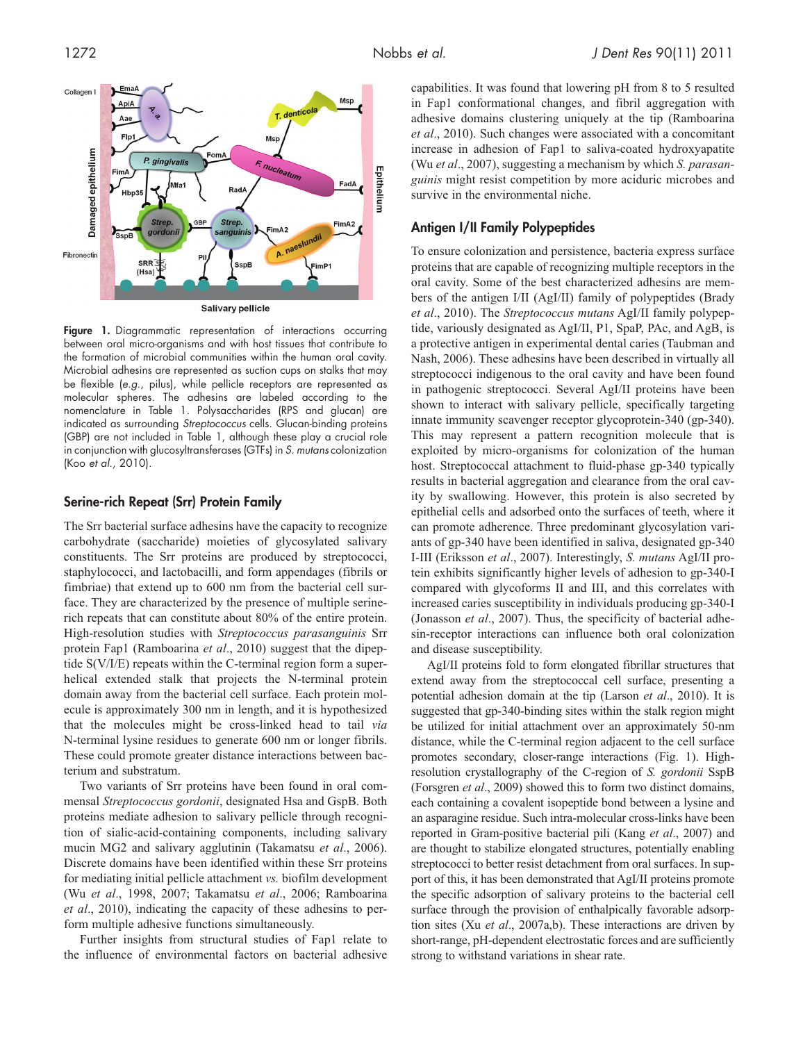Figure 1. Diagrammatic representation of interactions occurring between oral micro-organisms and with host tissues that contribute to the formation of microbial communities within the human oral cavity. Microbial adhesins are represented as suction cups on stalks that may be flexible (*e.g.*, pilus), while pellicle receptors are represented as molecular spheres. The adhesins are labeled according to the nomenclature in Table 1. Polysaccharides (RPS and glucan) are indicated as surrounding *Streptococcus* cells. Glucan-binding proteins (GBP) are not included in Table 1, although these play a crucial role in conjunction with glucosyltransferases (GTFs) in *S. mutans* colonization (Koo *et al.*, 2010).

## Serine-rich Repeat (Srr) Protein Family

The Srr bacterial surface adhesins have the capacity to recognize carbohydrate (saccharide) moieties of glycosylated salivary constituents. The Srr proteins are produced by streptococci, staphylococci, and lactobacilli, and form appendages (fibrils or fimbriae) that extend up to 600 nm from the bacterial cell surface. They are characterized by the presence of multiple serine-rich repeats that can constitute about 80% of the entire protein. High-resolution studies with *Streptococcus parasanguinis* Srr protein Fap1 (Ramboarina *et al.*, 2010) suggest that the dipeptide S(V/I/E) repeats within the C-terminal region form a superhelical extended stalk that projects the N-terminal protein domain away from the bacterial cell surface. Each protein molecule is approximately 300 nm in length, and it is hypothesized that the molecules might be cross-linked head to tail *via* N-terminal lysine residues to generate 600 nm or longer fibrils. These could promote greater distance interactions between bacterium and substratum.

Two variants of Srr proteins have been found in oral commensal *Streptococcus gordonii*, designated Hsa and GspB. Both proteins mediate adhesion to salivary pellicle through recognition of sialic-acid-containing components, including salivary mucin MG2 and salivary agglutinin (Takamatsu *et al.*, 2006). Discrete domains have been identified within these Srr proteins for mediating initial pellicle attachment *vs.* biofilm development (Wu *et al.*, 1998, 2007; Takamatsu *et al.*, 2006; Ramboarina *et al.*, 2010), indicating the capacity of these adhesins to perform multiple adhesive functions simultaneously.

Further insights from structural studies of Fap1 relate to the influence of environmental factors on bacterial adhesive capabilities. It was found that lowering pH from 8 to 5 resulted in Fap1 conformational changes, and fibril aggregation with adhesive domains clustering uniquely at the tip (Ramboarina *et al.*, 2010). Such changes were associated with a concomitant increase in adhesion of Fap1 to saliva-coated hydroxyapatite (Wu *et al.*, 2007), suggesting a mechanism by which *S. parasanguinis* might resist competition by more aciduric microbes and survive in the environmental niche.

## Antigen I/II Family Polypeptides

To ensure colonization and persistence, bacteria express surface proteins that are capable of recognizing multiple receptors in the oral cavity. Some of the best characterized adhesins are members of the antigen I/II (AgI/II) family of polypeptides (Brady *et al.*, 2010). The *Streptococcus mutans* AgI/II family polypeptide, variously designated as AgI/II, P1, SpaP, PAc, and AgB, is a protective antigen in experimental dental caries (Taubman and Nash, 2006). These adhesins have been described in virtually all streptococci indigenous to the oral cavity and have been found in pathogenic streptococci. Several AgI/II proteins have been shown to interact with salivary pellicle, specifically targeting innate immunity scavenger receptor glycoprotein-340 (gp-340). This may represent a pattern recognition molecule that is exploited by micro-organisms for colonization of the human host. Streptococcal attachment to fluid-phase gp-340 typically results in bacterial aggregation and clearance from the oral cavity by swallowing. However, this protein is also secreted by epithelial cells and adsorbed onto the surfaces of teeth, where it can promote adherence. Three predominant glycosylation variants of gp-340 have been identified in saliva, designated gp-340 I-III (Eriksson *et al.*, 2007). Interestingly, *S. mutans* AgI/II protein exhibits significantly higher levels of adhesion to gp-340-I compared with glycoforms II and III, and this correlates with increased caries susceptibility in individuals producing gp-340-I (Jonasson *et al.*, 2007). Thus, the specificity of bacterial adhesin-receptor interactions can influence both oral colonization and disease susceptibility.

AgI/II proteins fold to form elongated fibrillar structures that extend away from the streptococcal cell surface, presenting a potential adhesion domain at the tip (Larson *et al.*, 2010). It is suggested that gp-340-binding sites within the stalk region might be utilized for initial attachment over an approximately 50-nm distance, while the C-terminal region adjacent to the cell surface promotes secondary, closer-range interactions (Fig. 1). High-resolution crystallography of the C-region of *S. gordonii* SspB (Forsgren *et al.*, 2009) showed this to form two distinct domains, each containing a covalent isopeptide bond between a lysine and an asparagine residue. Such intra-molecular cross-links have been reported in Gram-positive bacterial pili (Kang *et al.*, 2007) and are thought to stabilize elongated structures, potentially enabling streptococci to better resist detachment from oral surfaces. In support of this, it has been demonstrated that AgI/II proteins promote the specific adsorption of salivary proteins to the bacterial cell surface through the provision of enthalpically favorable adsorption sites (Xu *et al.*, 2007a,b). These interactions are driven by short-range, pH-dependent electrostatic forces and are sufficiently strong to withstand variations in shear rate.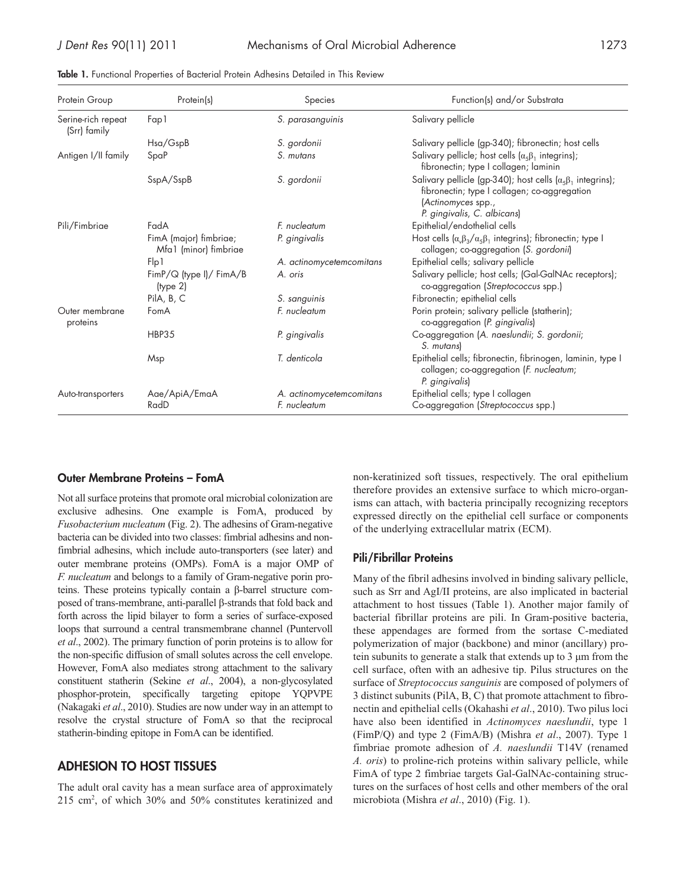**Table 1.** Functional Properties of Bacterial Protein Adhesins Detailed in This Review

| Protein Group | Protein(s) | Species | Function(s) and/or Substrata |
| --- | --- | --- | --- |
| Serine-rich repeat (Srr) family | Fap1 | *S. parasanguinis* | Salivary pellicle |
| | Hsa/GspB | *S. gordonii* | Salivary pellicle (gp-340); fibronectin; host cells |
| Antigen I/II family | SpaP | *S. mutans* | Salivary pellicle; host cells ($\alpha_5\beta_1$ integrins); fibronectin; type I collagen; laminin |
| | SspA/SspB | *S. gordonii* | Salivary pellicle (gp-340); host cells ($\alpha_5\beta_1$ integrins); fibronectin; type I collagen; co-aggregation (*Actinomyces* spp., *P. gingivalis*, *C. albicans*) |
| Pili/Fimbriae | FadA | *F. nucleatum* | Epithelial/endothelial cells |
| | FimA (major) fimbriae; Mfa1 (minor) fimbriae | *P. gingivalis* | Host cells ($\alpha_v\beta_3$/$\alpha_5\beta_1$ integrins); fibronectin; type I collagen; co-aggregation (*S. gordonii*) |
| | Flp1 | *A. actinomycetemcomitans* | Epithelial cells; salivary pellicle |
| | FimP/Q (type I)/ FimA/B (type 2) | *A. oris* | Salivary pellicle; host cells; (Gal-GalNAc receptors); co-aggregation (*Streptococcus* spp.) |
| | PilA, B, C | *S. sanguinis* | Fibronectin; epithelial cells |
| Outer membrane proteins | FomA | *F. nucleatum* | Porin protein; salivary pellicle (statherin); co-aggregation (*P. gingivalis*) |
| | HBP35 | *P. gingivalis* | Co-aggregation (*A. naeslundii*; *S. gordonii*; *S. mutans*) |
| | Msp | *T. denticola* | Epithelial cells; fibronectin, fibrinogen, laminin, type I collagen; co-aggregation (*F. nucleatum*; *P. gingivalis*) |
| Auto-transporters | Aae/ApiA/EmaA | *A. actinomycetemcomitans* | Epithelial cells; type I collagen |
| | RadD | *F. nucleatum* | Co-aggregation (*Streptococcus* spp.) |

### Outer Membrane Proteins – FomA

Not all surface proteins that promote oral microbial colonization are exclusive adhesins. One example is FomA, produced by *Fusobacterium nucleatum* (Fig. 2). The adhesins of Gram-negative bacteria can be divided into two classes: fimbrial adhesins and non-fimbrial adhesins, which include auto-transporters (see later) and outer membrane proteins (OMPs). FomA is a major OMP of *F. nucleatum* and belongs to a family of Gram-negative porin proteins. These proteins typically contain a β-barrel structure composed of trans-membrane, anti-parallel β-strands that fold back and forth across the lipid bilayer to form a series of surface-exposed loops that surround a central transmembrane channel (Puntervoll *et al*., 2002). The primary function of porin proteins is to allow for the non-specific diffusion of small solutes across the cell envelope. However, FomA also mediates strong attachment to the salivary constituent statherin (Sekine *et al*., 2004), a non-glycosylated phosphor-protein, specifically targeting epitope YQPVPE (Nakagaki *et al*., 2010). Studies are now under way in an attempt to resolve the crystal structure of FomA so that the reciprocal statherin-binding epitope in FomA can be identified.

## ADHESION TO HOST TISSUES

The adult oral cavity has a mean surface area of approximately 215 $cm^2$, of which 30% and 50% constitutes keratinized and non-keratinized soft tissues, respectively. The oral epithelium therefore provides an extensive surface to which micro-organisms can attach, with bacteria principally recognizing receptors expressed directly on the epithelial cell surface or components of the underlying extracellular matrix (ECM).

### Pili/Fibrillar Proteins

Many of the fibril adhesins involved in binding salivary pellicle, such as Srr and AgI/II proteins, are also implicated in bacterial attachment to host tissues (Table 1). Another major family of bacterial fibrillar proteins are pili. In Gram-positive bacteria, these appendages are formed from the sortase C-mediated polymerization of major (backbone) and minor (ancillary) protein subunits to generate a stalk that extends up to 3 µm from the cell surface, often with an adhesive tip. Pilus structures on the surface of *Streptococcus sanguinis* are composed of polymers of 3 distinct subunits (PilA, B, C) that promote attachment to fibronectin and epithelial cells (Okahashi *et al*., 2010). Two pilus loci have also been identified in *Actinomyces naeslundii*, type 1 (FimP/Q) and type 2 (FimA/B) (Mishra *et al*., 2007). Type 1 fimbriae promote adhesion of *A. naeslundii* T14V (renamed *A. oris*) to proline-rich proteins within salivary pellicle, while FimA of type 2 fimbriae targets Gal-GalNAc-containing structures on the surfaces of host cells and other members of the oral microbiota (Mishra *et al*., 2010) (Fig. 1).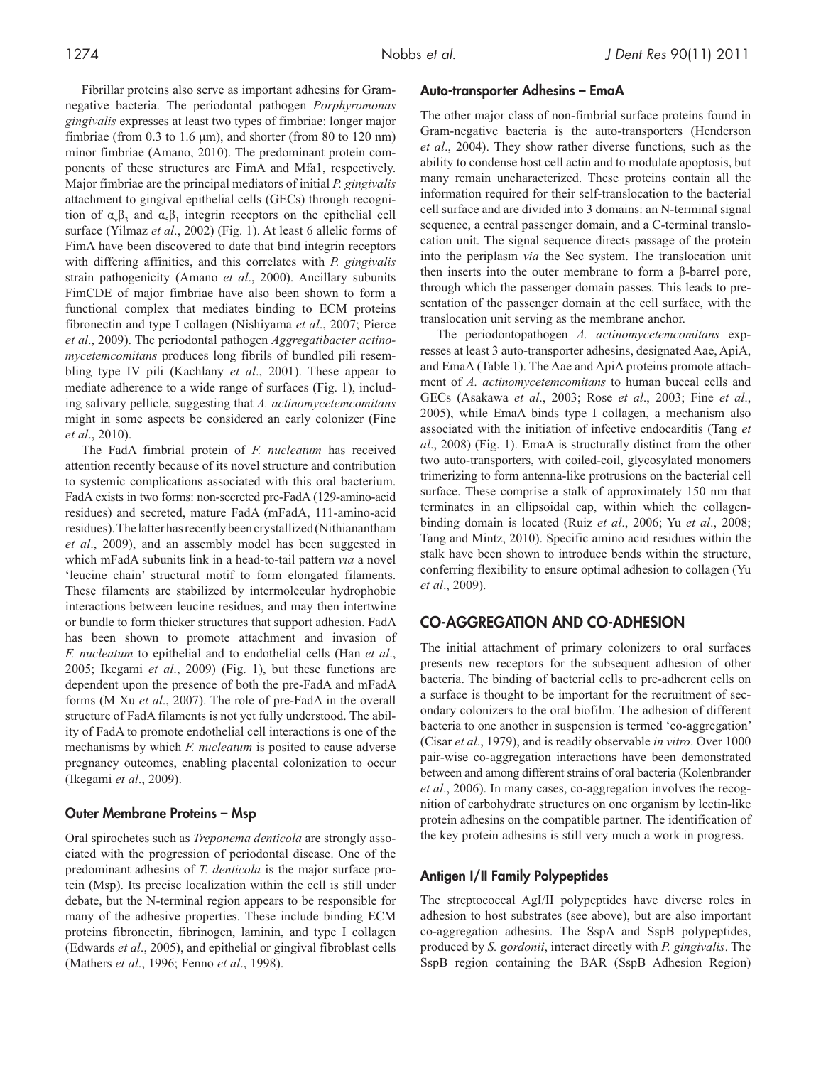Fibrillar proteins also serve as important adhesins for Gram-negative bacteria. The periodontal pathogen *Porphyromonas gingivalis* expresses at least two types of fimbriae: longer major fimbriae (from 0.3 to 1.6 µm), and shorter (from 80 to 120 nm) minor fimbriae (Amano, 2010). The predominant protein components of these structures are FimA and Mfa1, respectively. Major fimbriae are the principal mediators of initial *P. gingivalis* attachment to gingival epithelial cells (GECs) through recognition of $\alpha_v\beta_3$ and $\alpha_5\beta_1$ integrin receptors on the epithelial cell surface (Yilmaz *et al*., 2002) (Fig. 1). At least 6 allelic forms of FimA have been discovered to date that bind integrin receptors with differing affinities, and this correlates with *P. gingivalis* strain pathogenicity (Amano *et al*., 2000). Ancillary subunits FimCDE of major fimbriae have also been shown to form a functional complex that mediates binding to ECM proteins fibronectin and type I collagen (Nishiyama *et al*., 2007; Pierce *et al*., 2009). The periodontal pathogen *Aggregatibacter actinomycetemcomitans* produces long fibrils of bundled pili resembling type IV pili (Kachlany *et al*., 2001). These appear to mediate adherence to a wide range of surfaces (Fig. 1), including salivary pellicle, suggesting that *A. actinomycetemcomitans* might in some aspects be considered an early colonizer (Fine *et al*., 2010).

The FadA fimbrial protein of *F. nucleatum* has received attention recently because of its novel structure and contribution to systemic complications associated with this oral bacterium. FadA exists in two forms: non-secreted pre-FadA (129-amino-acid residues) and secreted, mature FadA (mFadA, 111-amino-acid residues). The latter has recently been crystallized (Nithianantham *et al*., 2009), and an assembly model has been suggested in which mFadA subunits link in a head-to-tail pattern *via* a novel 'leucine chain' structural motif to form elongated filaments. These filaments are stabilized by intermolecular hydrophobic interactions between leucine residues, and may then intertwine or bundle to form thicker structures that support adhesion. FadA has been shown to promote attachment and invasion of *F. nucleatum* to epithelial and to endothelial cells (Han *et al*., 2005; Ikegami *et al*., 2009) (Fig. 1), but these functions are dependent upon the presence of both the pre-FadA and mFadA forms (M Xu *et al*., 2007). The role of pre-FadA in the overall structure of FadA filaments is not yet fully understood. The ability of FadA to promote endothelial cell interactions is one of the mechanisms by which *F. nucleatum* is posited to cause adverse pregnancy outcomes, enabling placental colonization to occur (Ikegami *et al*., 2009).

### Outer Membrane Proteins – Msp

Oral spirochetes such as *Treponema denticola* are strongly associated with the progression of periodontal disease. One of the predominant adhesins of *T. denticola* is the major surface protein (Msp). Its precise localization within the cell is still under debate, but the N-terminal region appears to be responsible for many of the adhesive properties. These include binding ECM proteins fibronectin, fibrinogen, laminin, and type I collagen (Edwards *et al*., 2005), and epithelial or gingival fibroblast cells (Mathers *et al*., 1996; Fenno *et al*., 1998).

### Auto-transporter Adhesins – EmaA

The other major class of non-fimbrial surface proteins found in Gram-negative bacteria is the auto-transporters (Henderson *et al*., 2004). They show rather diverse functions, such as the ability to condense host cell actin and to modulate apoptosis, but many remain uncharacterized. These proteins contain all the information required for their self-translocation to the bacterial cell surface and are divided into 3 domains: an N-terminal signal sequence, a central passenger domain, and a C-terminal translocation unit. The signal sequence directs passage of the protein into the periplasm *via* the Sec system. The translocation unit then inserts into the outer membrane to form a β-barrel pore, through which the passenger domain passes. This leads to presentation of the passenger domain at the cell surface, with the translocation unit serving as the membrane anchor.

The periodontopathogen *A. actinomycetemcomitans* expresses at least 3 auto-transporter adhesins, designated Aae, ApiA, and EmaA (Table 1). The Aae and ApiA proteins promote attachment of *A. actinomycetemcomitans* to human buccal cells and GECs (Asakawa *et al*., 2003; Rose *et al*., 2003; Fine *et al*., 2005), while EmaA binds type I collagen, a mechanism also associated with the initiation of infective endocarditis (Tang *et al*., 2008) (Fig. 1). EmaA is structurally distinct from the other two auto-transporters, with coiled-coil, glycosylated monomers trimerizing to form antenna-like protrusions on the bacterial cell surface. These comprise a stalk of approximately 150 nm that terminates in an ellipsoidal cap, within which the collagen-binding domain is located (Ruiz *et al*., 2006; Yu *et al*., 2008; Tang and Mintz, 2010). Specific amino acid residues within the stalk have been shown to introduce bends within the structure, conferring flexibility to ensure optimal adhesion to collagen (Yu *et al*., 2009).

## CO-AGGREGATION AND CO-ADHESION

The initial attachment of primary colonizers to oral surfaces presents new receptors for the subsequent adhesion of other bacteria. The binding of bacterial cells to pre-adherent cells on a surface is thought to be important for the recruitment of secondary colonizers to the oral biofilm. The adhesion of different bacteria to one another in suspension is termed 'co-aggregation' (Cisar *et al*., 1979), and is readily observable *in vitro*. Over 1000 pair-wise co-aggregation interactions have been demonstrated between and among different strains of oral bacteria (Kolenbrander *et al*., 2006). In many cases, co-aggregation involves the recognition of carbohydrate structures on one organism by lectin-like protein adhesins on the compatible partner. The identification of the key protein adhesins is still very much a work in progress.

### Antigen I/II Family Polypeptides

The streptococcal AgI/II polypeptides have diverse roles in adhesion to host substrates (see above), but are also important co-aggregation adhesins. The SspA and SspB polypeptides, produced by *S. gordonii*, interact directly with *P. gingivalis*. The SspB region containing the BAR (Ssp<u>B</u> <u>A</u>dhesion <u>R</u>egion)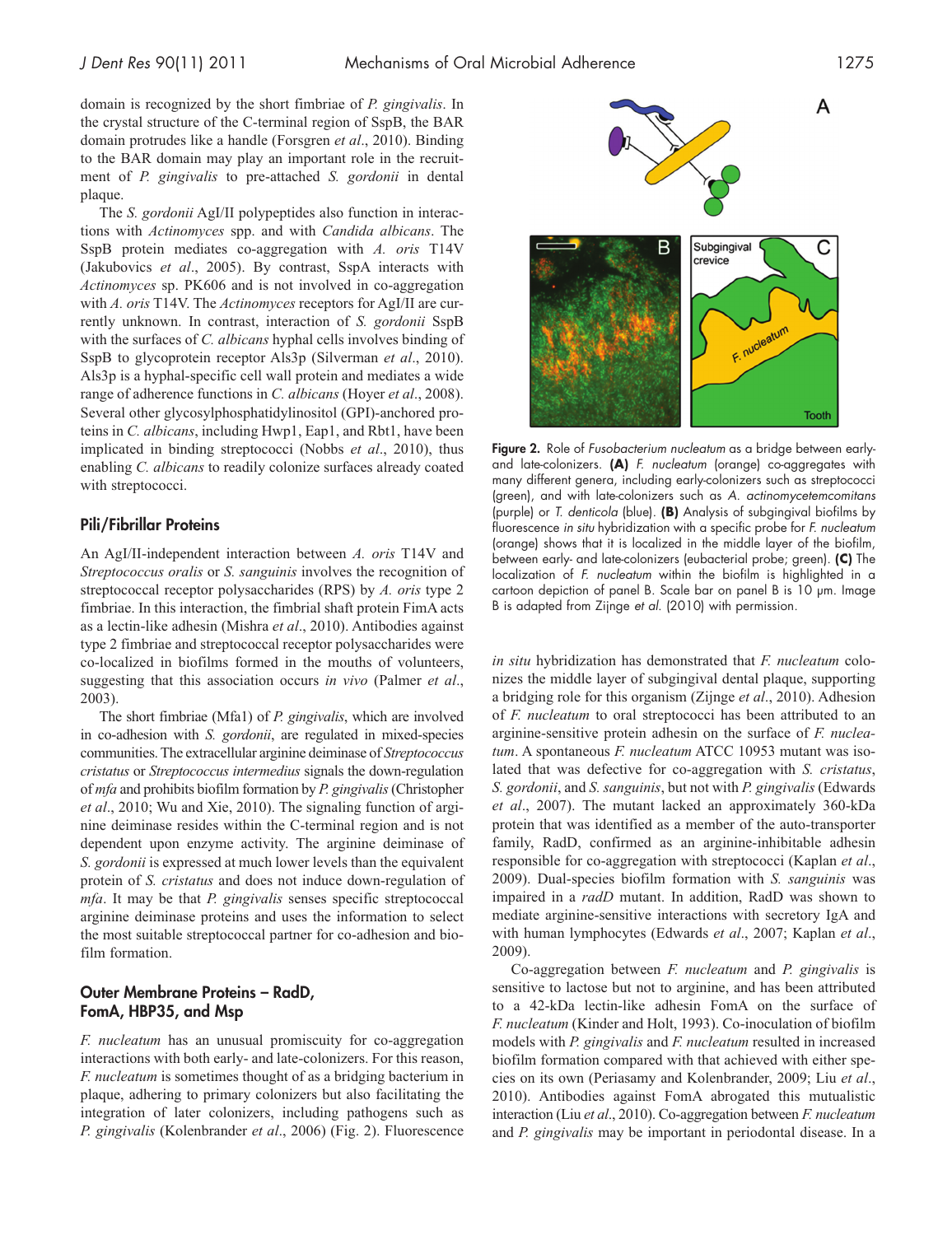domain is recognized by the short fimbriae of *P. gingivalis*. In the crystal structure of the C-terminal region of SspB, the BAR domain protrudes like a handle (Forsgren *et al*., 2010). Binding to the BAR domain may play an important role in the recruitment of *P. gingivalis* to pre-attached *S. gordonii* in dental plaque.

The *S. gordonii* AgI/II polypeptides also function in interactions with *Actinomyces* spp. and with *Candida albicans*. The SspB protein mediates co-aggregation with *A. oris* T14V (Jakubovics *et al*., 2005). By contrast, SspA interacts with *Actinomyces* sp. PK606 and is not involved in co-aggregation with *A. oris* T14V. The *Actinomyces* receptors for AgI/II are currently unknown. In contrast, interaction of *S. gordonii* SspB with the surfaces of *C. albicans* hyphal cells involves binding of SspB to glycoprotein receptor Als3p (Silverman *et al*., 2010). Als3p is a hyphal-specific cell wall protein and mediates a wide range of adherence functions in *C. albicans* (Hoyer *et al*., 2008). Several other glycosylphosphatidylinositol (GPI)-anchored proteins in *C. albicans*, including Hwp1, Eap1, and Rbt1, have been implicated in binding streptococci (Nobbs *et al*., 2010), thus enabling *C. albicans* to readily colonize surfaces already coated with streptococci.

## Pili/Fibrillar Proteins

An AgI/II-independent interaction between *A. oris* T14V and *Streptococcus oralis* or *S. sanguinis* involves the recognition of streptococcal receptor polysaccharides (RPS) by *A. oris* type 2 fimbriae. In this interaction, the fimbrial shaft protein FimA acts as a lectin-like adhesin (Mishra *et al*., 2010). Antibodies against type 2 fimbriae and streptococcal receptor polysaccharides were co-localized in biofilms formed in the mouths of volunteers, suggesting that this association occurs *in vivo* (Palmer *et al*., 2003).

The short fimbriae (Mfa1) of *P. gingivalis*, which are involved in co-adhesion with *S. gordonii*, are regulated in mixed-species communities. The extracellular arginine deiminase of *Streptococcus cristatus* or *Streptococcus intermedius* signals the down-regulation of *mfa* and prohibits biofilm formation by *P. gingivalis* (Christopher *et al*., 2010; Wu and Xie, 2010). The signaling function of arginine deiminase resides within the C-terminal region and is not dependent upon enzyme activity. The arginine deiminase of *S. gordonii* is expressed at much lower levels than the equivalent protein of *S. cristatus* and does not induce down-regulation of *mfa*. It may be that *P. gingivalis* senses specific streptococcal arginine deiminase proteins and uses the information to select the most suitable streptococcal partner for co-adhesion and biofilm formation.

## Outer Membrane Proteins – RadD, FomA, HBP35, and Msp

*F. nucleatum* has an unusual promiscuity for co-aggregation interactions with both early- and late-colonizers. For this reason, *F. nucleatum* is sometimes thought of as a bridging bacterium in plaque, adhering to primary colonizers but also facilitating the integration of later colonizers, including pathogens such as *P. gingivalis* (Kolenbrander *et al*., 2006) (Fig. 2). Fluorescence *in situ* hybridization has demonstrated that *F. nucleatum* colonizes the middle layer of subgingival dental plaque, supporting a bridging role for this organism (Zijnge *et al*., 2010). Adhesion of *F. nucleatum* to oral streptococci has been attributed to an arginine-sensitive protein adhesin on the surface of *F. nucleatum*. A spontaneous *F. nucleatum* ATCC 10953 mutant was isolated that was defective for co-aggregation with *S. cristatus*, *S. gordonii*, and *S. sanguinis*, but not with *P. gingivalis* (Edwards *et al*., 2007). The mutant lacked an approximately 360-kDa protein that was identified as a member of the auto-transporter family, RadD, confirmed as an arginine-inhibitable adhesin responsible for co-aggregation with streptococci (Kaplan *et al*., 2009). Dual-species biofilm formation with *S. sanguinis* was impaired in a *radD* mutant. In addition, RadD was shown to mediate arginine-sensitive interactions with secretory IgA and with human lymphocytes (Edwards *et al*., 2007; Kaplan *et al*., 2009).

**Figure 2.** Role of *Fusobacterium nucleatum* as a bridge between early- and late-colonizers. **(A)** *F. nucleatum* (orange) co-aggregates with many different genera, including early-colonizers such as streptococci (green), and with late-colonizers such as *A. actinomycetemcomitans* (purple) or *T. denticola* (blue). **(B)** Analysis of subgingival biofilms by fluorescence *in situ* hybridization with a specific probe for *F. nucleatum* (orange) shows that it is localized in the middle layer of the biofilm, between early- and late-colonizers (eubacterial probe; green). **(C)** The localization of *F. nucleatum* within the biofilm is highlighted in a cartoon depiction of panel B. Scale bar on panel B is 10 μm. Image B is adapted from Zijnge *et al.* (2010) with permission.

Co-aggregation between *F. nucleatum* and *P. gingivalis* is sensitive to lactose but not to arginine, and has been attributed to a 42-kDa lectin-like adhesin FomA on the surface of *F. nucleatum* (Kinder and Holt, 1993). Co-inoculation of biofilm models with *P. gingivalis* and *F. nucleatum* resulted in increased biofilm formation compared with that achieved with either species on its own (Periasamy and Kolenbrander, 2009; Liu *et al*., 2010). Antibodies against FomA abrogated this mutualistic interaction (Liu *et al*., 2010). Co-aggregation between *F. nucleatum* and *P. gingivalis* may be important in periodontal disease. In a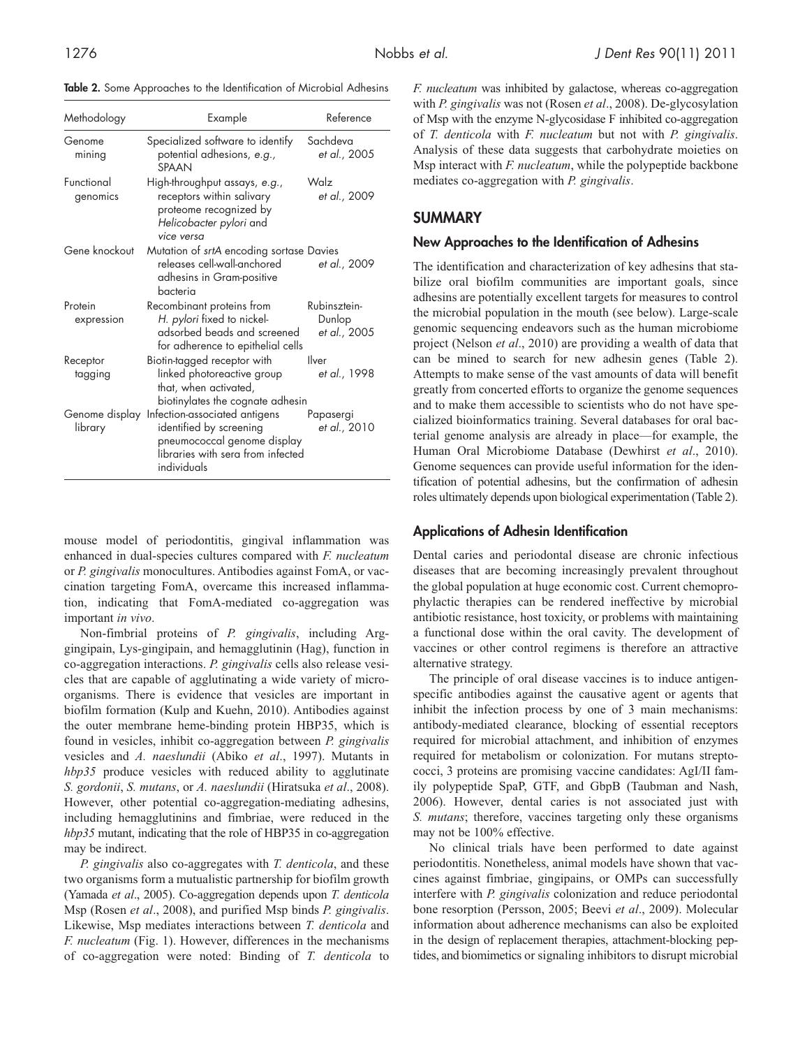**Table 2.** Some Approaches to the Identification of Microbial Adhesins

| Methodology | Example | Reference |
| --- | --- | --- |
| Genome mining | Specialized software to identify potential adhesions, *e.g.*, SPAAN | Sachdeva *et al.*, 2005 |
| Functional genomics | High-throughput assays, *e.g.*, receptors within salivary proteome recognized by *Helicobacter pylori* and *vice versa* | Walz *et al.*, 2009 |
| Gene knockout | Mutation of *srtA* encoding sortase releases cell-wall-anchored adhesins in Gram-positive bacteria | Davies *et al.*, 2009 |
| Protein expression | Recombinant proteins from *H. pylori* fixed to nickel-adsorbed beads and screened for adherence to epithelial cells | Rubinsztein-Dunlop *et al.*, 2005 |
| Receptor tagging | Biotin-tagged receptor with linked photoreactive group that, when activated, biotinylates the cognate adhesin | Ilver *et al.*, 1998 |
| Genome display library | Infection-associated antigens identified by screening pneumococcal genome display libraries with sera from infected individuals | Papasergi *et al.*, 2010 |

mouse model of periodontitis, gingival inflammation was enhanced in dual-species cultures compared with *F. nucleatum* or *P. gingivalis* monocultures. Antibodies against FomA, or vaccination targeting FomA, overcame this increased inflammation, indicating that FomA-mediated co-aggregation was important *in vivo*.

Non-fimbrial proteins of *P. gingivalis*, including Arg-gingipain, Lys-gingipain, and hemagglutinin (Hag), function in co-aggregation interactions. *P. gingivalis* cells also release vesicles that are capable of agglutinating a wide variety of microorganisms. There is evidence that vesicles are important in biofilm formation (Kulp and Kuehn, 2010). Antibodies against the outer membrane heme-binding protein HBP35, which is found in vesicles, inhibit co-aggregation between *P. gingivalis* vesicles and *A. naeslundii* (Abiko *et al*., 1997). Mutants in *hbp35* produce vesicles with reduced ability to agglutinate *S. gordonii*, *S. mutans*, or *A. naeslundii* (Hiratsuka *et al*., 2008). However, other potential co-aggregation-mediating adhesins, including hemagglutinins and fimbriae, were reduced in the *hbp35* mutant, indicating that the role of HBP35 in co-aggregation may be indirect.

*P. gingivalis* also co-aggregates with *T. denticola*, and these two organisms form a mutualistic partnership for biofilm growth (Yamada *et al*., 2005). Co-aggregation depends upon *T. denticola* Msp (Rosen *et al*., 2008), and purified Msp binds *P. gingivalis*. Likewise, Msp mediates interactions between *T. denticola* and *F. nucleatum* (Fig. 1). However, differences in the mechanisms of co-aggregation were noted: Binding of *T. denticola* to *F. nucleatum* was inhibited by galactose, whereas co-aggregation with *P. gingivalis* was not (Rosen *et al*., 2008). De-glycosylation of Msp with the enzyme N-glycosidase F inhibited co-aggregation of *T. denticola* with *F. nucleatum* but not with *P. gingivalis*. Analysis of these data suggests that carbohydrate moieties on Msp interact with *F. nucleatum*, while the polypeptide backbone mediates co-aggregation with *P. gingivalis*.

## SUMMARY

### New Approaches to the Identification of Adhesins

The identification and characterization of key adhesins that stabilize oral biofilm communities are important goals, since adhesins are potentially excellent targets for measures to control the microbial population in the mouth (see below). Large-scale genomic sequencing endeavors such as the human microbiome project (Nelson *et al*., 2010) are providing a wealth of data that can be mined to search for new adhesin genes (Table 2). Attempts to make sense of the vast amounts of data will benefit greatly from concerted efforts to organize the genome sequences and to make them accessible to scientists who do not have specialized bioinformatics training. Several databases for oral bacterial genome analysis are already in place—for example, the Human Oral Microbiome Database (Dewhirst *et al*., 2010). Genome sequences can provide useful information for the identification of potential adhesins, but the confirmation of adhesin roles ultimately depends upon biological experimentation (Table 2).

### Applications of Adhesin Identification

Dental caries and periodontal disease are chronic infectious diseases that are becoming increasingly prevalent throughout the global population at huge economic cost. Current chemoprophylactic therapies can be rendered ineffective by microbial antibiotic resistance, host toxicity, or problems with maintaining a functional dose within the oral cavity. The development of vaccines or other control regimens is therefore an attractive alternative strategy.

The principle of oral disease vaccines is to induce antigen-specific antibodies against the causative agent or agents that inhibit the infection process by one of 3 main mechanisms: antibody-mediated clearance, blocking of essential receptors required for microbial attachment, and inhibition of enzymes required for metabolism or colonization. For mutans streptococci, 3 proteins are promising vaccine candidates: AgI/II family polypeptide SpaP, GTF, and GbpB (Taubman and Nash, 2006). However, dental caries is not associated just with *S. mutans*; therefore, vaccines targeting only these organisms may not be 100% effective.

No clinical trials have been performed to date against periodontitis. Nonetheless, animal models have shown that vaccines against fimbriae, gingipains, or OMPs can successfully interfere with *P. gingivalis* colonization and reduce periodontal bone resorption (Persson, 2005; Beevi *et al*., 2009). Molecular information about adherence mechanisms can also be exploited in the design of replacement therapies, attachment-blocking peptides, and biomimetics or signaling inhibitors to disrupt microbial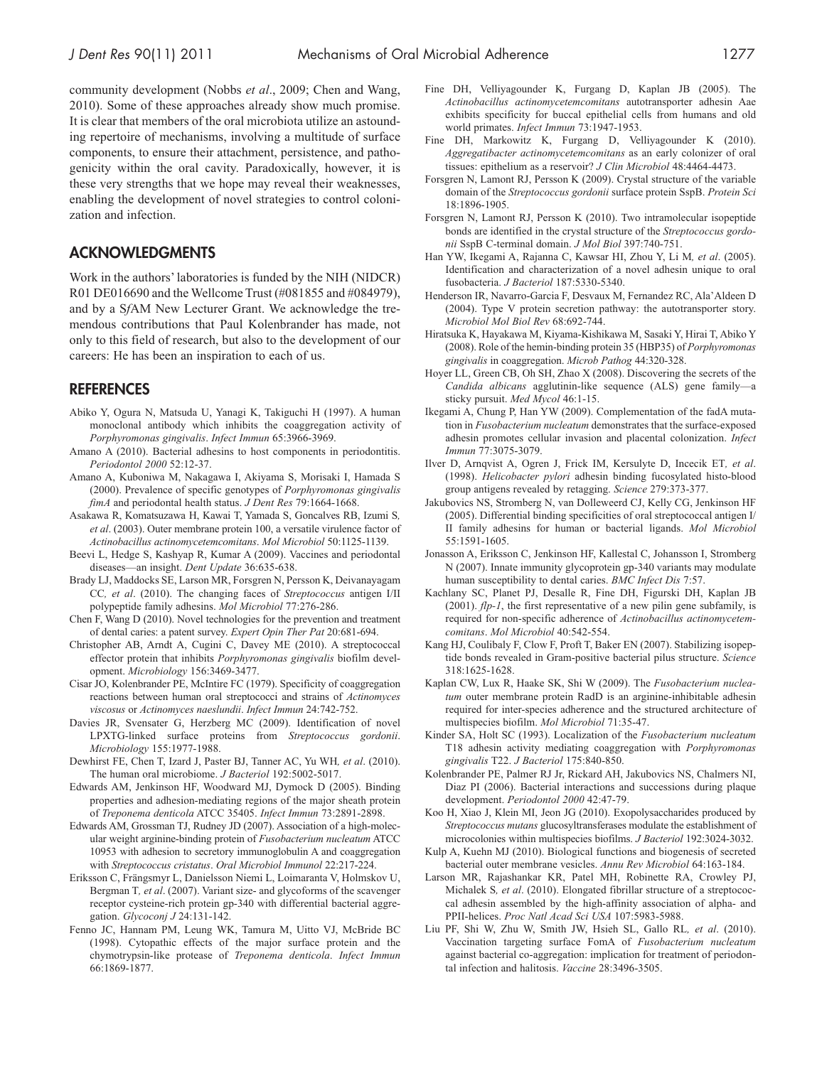community development (Nobbs *et al*., 2009; Chen and Wang, 2010). Some of these approaches already show much promise. It is clear that members of the oral microbiota utilize an astounding repertoire of mechanisms, involving a multitude of surface components, to ensure their attachment, persistence, and pathogenicity within the oral cavity. Paradoxically, however, it is these very strengths that we hope may reveal their weaknesses, enabling the development of novel strategies to control colonization and infection.

## ACKNOWLEDGMENTS

Work in the authors' laboratories is funded by the NIH (NIDCR) R01 DE016690 and the Wellcome Trust (#081855 and #084979), and by a S*f*AM New Lecturer Grant. We acknowledge the tremendous contributions that Paul Kolenbrander has made, not only to this field of research, but also to the development of our careers: He has been an inspiration to each of us.

## REFERENCES

Abiko Y, Ogura N, Matsuda U, Yanagi K, Takiguchi H (1997). A human monoclonal antibody which inhibits the coaggregation activity of *Porphyromonas gingivalis*. *Infect Immun* 65:3966-3969.

Amano A (2010). Bacterial adhesins to host components in periodontitis. *Periodontol 2000* 52:12-37.

Amano A, Kuboniwa M, Nakagawa I, Akiyama S, Morisaki I, Hamada S (2000). Prevalence of specific genotypes of *Porphyromonas gingivalis fimA* and periodontal health status. *J Dent Res* 79:1664-1668.

Asakawa R, Komatsuzawa H, Kawai T, Yamada S, Goncalves RB, Izumi S*, et al*. (2003). Outer membrane protein 100, a versatile virulence factor of *Actinobacillus actinomycetemcomitans*. *Mol Microbiol* 50:1125-1139.

Beevi L, Hedge S, Kashyap R, Kumar A (2009). Vaccines and periodontal diseases—an insight. *Dent Update* 36:635-638.

Brady LJ, Maddocks SE, Larson MR, Forsgren N, Persson K, Deivanayagam CC*, et al*. (2010). The changing faces of *Streptococcus* antigen I/II polypeptide family adhesins. *Mol Microbiol* 77:276-286.

Chen F, Wang D (2010). Novel technologies for the prevention and treatment of dental caries: a patent survey. *Expert Opin Ther Pat* 20:681-694.

Christopher AB, Arndt A, Cugini C, Davey ME (2010). A streptococcal effector protein that inhibits *Porphyromonas gingivalis* biofilm development. *Microbiology* 156:3469-3477.

Cisar JO, Kolenbrander PE, McIntire FC (1979). Specificity of coaggregation reactions between human oral streptococci and strains of *Actinomyces viscosus* or *Actinomyces naeslundii*. *Infect Immun* 24:742-752.

Davies JR, Svensater G, Herzberg MC (2009). Identification of novel LPXTG-linked surface proteins from *Streptococcus gordonii*. *Microbiology* 155:1977-1988.

Dewhirst FE, Chen T, Izard J, Paster BJ, Tanner AC, Yu WH*, et al*. (2010). The human oral microbiome. *J Bacteriol* 192:5002-5017.

Edwards AM, Jenkinson HF, Woodward MJ, Dymock D (2005). Binding properties and adhesion-mediating regions of the major sheath protein of *Treponema denticola* ATCC 35405. *Infect Immun* 73:2891-2898.

Edwards AM, Grossman TJ, Rudney JD (2007). Association of a high-molecular weight arginine-binding protein of *Fusobacterium nucleatum* ATCC 10953 with adhesion to secretory immunoglobulin A and coaggregation with *Streptococcus cristatus*. *Oral Microbiol Immunol* 22:217-224.

Eriksson C, Frängsmyr L, Danielsson Niemi L, Loimaranta V, Holmskov U, Bergman T*, et al*. (2007). Variant size- and glycoforms of the scavenger receptor cysteine-rich protein gp-340 with differential bacterial aggregation. *Glycoconj J* 24:131-142.

Fenno JC, Hannam PM, Leung WK, Tamura M, Uitto VJ, McBride BC (1998). Cytopathic effects of the major surface protein and the chymotrypsin-like protease of *Treponema denticola*. *Infect Immun* 66:1869-1877.

Fine DH, Velliyagounder K, Furgang D, Kaplan JB (2005). The *Actinobacillus actinomycetemcomitans* autotransporter adhesin Aae exhibits specificity for buccal epithelial cells from humans and old world primates. *Infect Immun* 73:1947-1953.

Fine DH, Markowitz K, Furgang D, Velliyagounder K (2010). *Aggregatibacter actinomycetemcomitans* as an early colonizer of oral tissues: epithelium as a reservoir? *J Clin Microbiol* 48:4464-4473.

Forsgren N, Lamont RJ, Persson K (2009). Crystal structure of the variable domain of the *Streptococcus gordonii* surface protein SspB. *Protein Sci* 18:1896-1905.

Forsgren N, Lamont RJ, Persson K (2010). Two intramolecular isopeptide bonds are identified in the crystal structure of the *Streptococcus gordonii* SspB C-terminal domain. *J Mol Biol* 397:740-751.

Han YW, Ikegami A, Rajanna C, Kawsar HI, Zhou Y, Li M*, et al*. (2005). Identification and characterization of a novel adhesin unique to oral fusobacteria. *J Bacteriol* 187:5330-5340.

Henderson IR, Navarro-Garcia F, Desvaux M, Fernandez RC, Ala'Aldeen D (2004). Type V protein secretion pathway: the autotransporter story. *Microbiol Mol Biol Rev* 68:692-744.

Hiratsuka K, Hayakawa M, Kiyama-Kishikawa M, Sasaki Y, Hirai T, Abiko Y (2008). Role of the hemin-binding protein 35 (HBP35) of *Porphyromonas gingivalis* in coaggregation. *Microb Pathog* 44:320-328.

Hoyer LL, Green CB, Oh SH, Zhao X (2008). Discovering the secrets of the *Candida albicans* agglutinin-like sequence (ALS) gene family—a sticky pursuit. *Med Mycol* 46:1-15.

Ikegami A, Chung P, Han YW (2009). Complementation of the fadA mutation in *Fusobacterium nucleatum* demonstrates that the surface-exposed adhesin promotes cellular invasion and placental colonization. *Infect Immun* 77:3075-3079.

Ilver D, Arnqvist A, Ogren J, Frick IM, Kersulyte D, Incecik ET*, et al*. (1998). *Helicobacter pylori* adhesin binding fucosylated histo-blood group antigens revealed by retagging. *Science* 279:373-377.

Jakubovics NS, Stromberg N, van Dolleweerd CJ, Kelly CG, Jenkinson HF (2005). Differential binding specificities of oral streptococcal antigen I/II family adhesins for human or bacterial ligands. *Mol Microbiol* 55:1591-1605.

Jonasson A, Eriksson C, Jenkinson HF, Kallestal C, Johansson I, Stromberg N (2007). Innate immunity glycoprotein gp-340 variants may modulate human susceptibility to dental caries. *BMC Infect Dis* 7:57.

Kachlany SC, Planet PJ, Desalle R, Fine DH, Figurski DH, Kaplan JB (2001). *flp-1*, the first representative of a new pilin gene subfamily, is required for non-specific adherence of *Actinobacillus actinomycetemcomitans*. *Mol Microbiol* 40:542-554.

Kang HJ, Coulibaly F, Clow F, Proft T, Baker EN (2007). Stabilizing isopeptide bonds revealed in Gram-positive bacterial pilus structure. *Science* 318:1625-1628.

Kaplan CW, Lux R, Haake SK, Shi W (2009). The *Fusobacterium nucleatum* outer membrane protein RadD is an arginine-inhibitable adhesin required for inter-species adherence and the structured architecture of multispecies biofilm. *Mol Microbiol* 71:35-47.

Kinder SA, Holt SC (1993). Localization of the *Fusobacterium nucleatum* T18 adhesin activity mediating coaggregation with *Porphyromonas gingivalis* T22. *J Bacteriol* 175:840-850.

Kolenbrander PE, Palmer RJ Jr, Rickard AH, Jakubovics NS, Chalmers NI, Diaz PI (2006). Bacterial interactions and successions during plaque development. *Periodontol 2000* 42:47-79.

Koo H, Xiao J, Klein MI, Jeon JG (2010). Exopolysaccharides produced by *Streptococcus mutans* glucosyltransferases modulate the establishment of microcolonies within multispecies biofilms. *J Bacteriol* 192:3024-3032.

Kulp A, Kuehn MJ (2010). Biological functions and biogenesis of secreted bacterial outer membrane vesicles. *Annu Rev Microbiol* 64:163-184.

Larson MR, Rajashankar KR, Patel MH, Robinette RA, Crowley PJ, Michalek S*, et al*. (2010). Elongated fibrillar structure of a streptococcal adhesin assembled by the high-affinity association of alpha- and PPII-helices. *Proc Natl Acad Sci USA* 107:5983-5988.

Liu PF, Shi W, Zhu W, Smith JW, Hsieh SL, Gallo RL*, et al*. (2010). Vaccination targeting surface FomA of *Fusobacterium nucleatum* against bacterial co-aggregation: implication for treatment of periodontal infection and halitosis. *Vaccine* 28:3496-3505.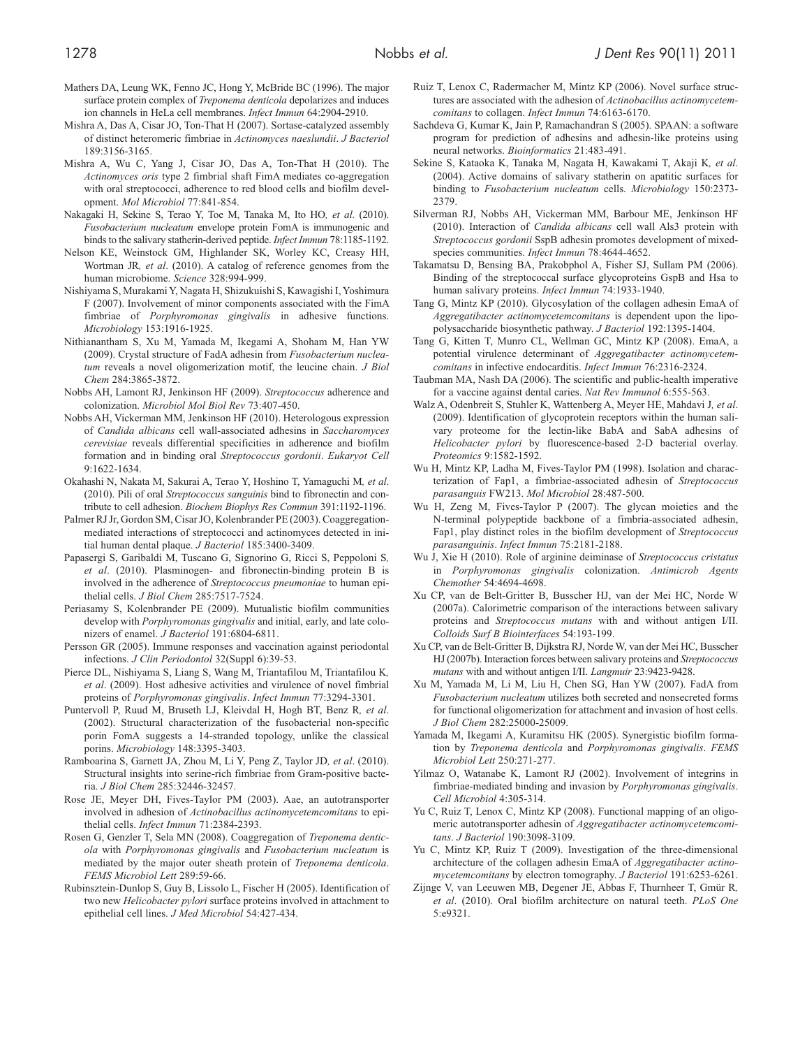Mathers DA, Leung WK, Fenno JC, Hong Y, McBride BC (1996). The major surface protein complex of *Treponema denticola* depolarizes and induces ion channels in HeLa cell membranes. *Infect Immun* 64:2904-2910.

Mishra A, Das A, Cisar JO, Ton-That H (2007). Sortase-catalyzed assembly of distinct heteromeric fimbriae in *Actinomyces naeslundii*. *J Bacteriol* 189:3156-3165.

Mishra A, Wu C, Yang J, Cisar JO, Das A, Ton-That H (2010). The *Actinomyces oris* type 2 fimbrial shaft FimA mediates co-aggregation with oral streptococci, adherence to red blood cells and biofilm development. *Mol Microbiol* 77:841-854.

Nakagaki H, Sekine S, Terao Y, Toe M, Tanaka M, Ito HO*, et al*. (2010). *Fusobacterium nucleatum* envelope protein FomA is immunogenic and binds to the salivary statherin-derived peptide. *Infect Immun* 78:1185-1192.

Nelson KE, Weinstock GM, Highlander SK, Worley KC, Creasy HH, Wortman JR*, et al*. (2010). A catalog of reference genomes from the human microbiome. *Science* 328:994-999.

Nishiyama S, Murakami Y, Nagata H, Shizukuishi S, Kawagishi I, Yoshimura F (2007). Involvement of minor components associated with the FimA fimbriae of *Porphyromonas gingivalis* in adhesive functions. *Microbiology* 153:1916-1925.

Nithianantham S, Xu M, Yamada M, Ikegami A, Shoham M, Han YW (2009). Crystal structure of FadA adhesin from *Fusobacterium nucleatum* reveals a novel oligomerization motif, the leucine chain. *J Biol Chem* 284:3865-3872.

Nobbs AH, Lamont RJ, Jenkinson HF (2009). *Streptococcus* adherence and colonization. *Microbiol Mol Biol Rev* 73:407-450.

Nobbs AH, Vickerman MM, Jenkinson HF (2010). Heterologous expression of *Candida albicans* cell wall-associated adhesins in *Saccharomyces cerevisiae* reveals differential specificities in adherence and biofilm formation and in binding oral *Streptococcus gordonii*. *Eukaryot Cell* 9:1622-1634.

Okahashi N, Nakata M, Sakurai A, Terao Y, Hoshino T, Yamaguchi M*, et al*. (2010). Pili of oral *Streptococcus sanguinis* bind to fibronectin and contribute to cell adhesion. *Biochem Biophys Res Commun* 391:1192-1196.

Palmer RJ Jr, Gordon SM, Cisar JO, Kolenbrander PE (2003). Coaggregation-mediated interactions of streptococci and actinomyces detected in initial human dental plaque. *J Bacteriol* 185:3400-3409.

Papasergi S, Garibaldi M, Tuscano G, Signorino G, Ricci S, Peppoloni S*, et al*. (2010). Plasminogen- and fibronectin-binding protein B is involved in the adherence of *Streptococcus pneumoniae* to human epithelial cells. *J Biol Chem* 285:7517-7524.

Periasamy S, Kolenbrander PE (2009). Mutualistic biofilm communities develop with *Porphyromonas gingivalis* and initial, early, and late colonizers of enamel. *J Bacteriol* 191:6804-6811.

Persson GR (2005). Immune responses and vaccination against periodontal infections. *J Clin Periodontol* 32(Suppl 6):39-53.

Pierce DL, Nishiyama S, Liang S, Wang M, Triantafilou M, Triantafilou K*, et al*. (2009). Host adhesive activities and virulence of novel fimbrial proteins of *Porphyromonas gingivalis*. *Infect Immun* 77:3294-3301.

Puntervoll P, Ruud M, Bruseth LJ, Kleivdal H, Hogh BT, Benz R*, et al*. (2002). Structural characterization of the fusobacterial non-specific porin FomA suggests a 14-stranded topology, unlike the classical porins. *Microbiology* 148:3395-3403.

Ramboarina S, Garnett JA, Zhou M, Li Y, Peng Z, Taylor JD*, et al*. (2010). Structural insights into serine-rich fimbriae from Gram-positive bacteria. *J Biol Chem* 285:32446-32457.

Rose JE, Meyer DH, Fives-Taylor PM (2003). Aae, an autotransporter involved in adhesion of *Actinobacillus actinomycetemcomitans* to epithelial cells. *Infect Immun* 71:2384-2393.

Rosen G, Genzler T, Sela MN (2008). Coaggregation of *Treponema denticola* with *Porphyromonas gingivalis* and *Fusobacterium nucleatum* is mediated by the major outer sheath protein of *Treponema denticola*. *FEMS Microbiol Lett* 289:59-66.

Rubinsztein-Dunlop S, Guy B, Lissolo L, Fischer H (2005). Identification of two new *Helicobacter pylori* surface proteins involved in attachment to epithelial cell lines. *J Med Microbiol* 54:427-434.

Ruiz T, Lenox C, Radermacher M, Mintz KP (2006). Novel surface structures are associated with the adhesion of *Actinobacillus actinomycetemcomitans* to collagen. *Infect Immun* 74:6163-6170.

Sachdeva G, Kumar K, Jain P, Ramachandran S (2005). SPAAN: a software program for prediction of adhesins and adhesin-like proteins using neural networks. *Bioinformatics* 21:483-491.

Sekine S, Kataoka K, Tanaka M, Nagata H, Kawakami T, Akaji K*, et al*. (2004). Active domains of salivary statherin on apatitic surfaces for binding to *Fusobacterium nucleatum* cells. *Microbiology* 150:2373-2379.

Silverman RJ, Nobbs AH, Vickerman MM, Barbour ME, Jenkinson HF (2010). Interaction of *Candida albicans* cell wall Als3 protein with *Streptococcus gordonii* SspB adhesin promotes development of mixed-species communities. *Infect Immun* 78:4644-4652.

Takamatsu D, Bensing BA, Prakobphol A, Fisher SJ, Sullam PM (2006). Binding of the streptococcal surface glycoproteins GspB and Hsa to human salivary proteins. *Infect Immun* 74:1933-1940.

Tang G, Mintz KP (2010). Glycosylation of the collagen adhesin EmaA of *Aggregatibacter actinomycetemcomitans* is dependent upon the lipopolysaccharide biosynthetic pathway. *J Bacteriol* 192:1395-1404.

Tang G, Kitten T, Munro CL, Wellman GC, Mintz KP (2008). EmaA, a potential virulence determinant of *Aggregatibacter actinomycetemcomitans* in infective endocarditis. *Infect Immun* 76:2316-2324.

Taubman MA, Nash DA (2006). The scientific and public-health imperative for a vaccine against dental caries. *Nat Rev Immunol* 6:555-563.

Walz A, Odenbreit S, Stuhler K, Wattenberg A, Meyer HE, Mahdavi J*, et al*. (2009). Identification of glycoprotein receptors within the human salivary proteome for the lectin-like BabA and SabA adhesins of *Helicobacter pylori* by fluorescence-based 2-D bacterial overlay. *Proteomics* 9:1582-1592.

Wu H, Mintz KP, Ladha M, Fives-Taylor PM (1998). Isolation and characterization of Fap1, a fimbriae-associated adhesin of *Streptococcus parasanguis* FW213. *Mol Microbiol* 28:487-500.

Wu H, Zeng M, Fives-Taylor P (2007). The glycan moieties and the N-terminal polypeptide backbone of a fimbria-associated adhesin, Fap1, play distinct roles in the biofilm development of *Streptococcus parasanguinis*. *Infect Immun* 75:2181-2188.

Wu J, Xie H (2010). Role of arginine deiminase of *Streptococcus cristatus* in *Porphyromonas gingivalis* colonization. *Antimicrob Agents Chemother* 54:4694-4698.

Xu CP, van de Belt-Gritter B, Busscher HJ, van der Mei HC, Norde W (2007a). Calorimetric comparison of the interactions between salivary proteins and *Streptococcus mutans* with and without antigen I/II. *Colloids Surf B Biointerfaces* 54:193-199.

Xu CP, van de Belt-Gritter B, Dijkstra RJ, Norde W, van der Mei HC, Busscher HJ (2007b). Interaction forces between salivary proteins and *Streptococcus mutans* with and without antigen I/II. *Langmuir* 23:9423-9428.

Xu M, Yamada M, Li M, Liu H, Chen SG, Han YW (2007). FadA from *Fusobacterium nucleatum* utilizes both secreted and nonsecreted forms for functional oligomerization for attachment and invasion of host cells. *J Biol Chem* 282:25000-25009.

Yamada M, Ikegami A, Kuramitsu HK (2005). Synergistic biofilm formation by *Treponema denticola* and *Porphyromonas gingivalis*. *FEMS Microbiol Lett* 250:271-277.

Yilmaz O, Watanabe K, Lamont RJ (2002). Involvement of integrins in fimbriae-mediated binding and invasion by *Porphyromonas gingivalis*. *Cell Microbiol* 4:305-314.

Yu C, Ruiz T, Lenox C, Mintz KP (2008). Functional mapping of an oligomeric autotransporter adhesin of *Aggregatibacter actinomycetemcomitans*. *J Bacteriol* 190:3098-3109.

Yu C, Mintz KP, Ruiz T (2009). Investigation of the three-dimensional architecture of the collagen adhesin EmaA of *Aggregatibacter actinomycetemcomitans* by electron tomography. *J Bacteriol* 191:6253-6261.

Zijnge V, van Leeuwen MB, Degener JE, Abbas F, Thurnheer T, Gmür R*, et al*. (2010). Oral biofilm architecture on natural teeth. *PLoS One* 5:e9321.